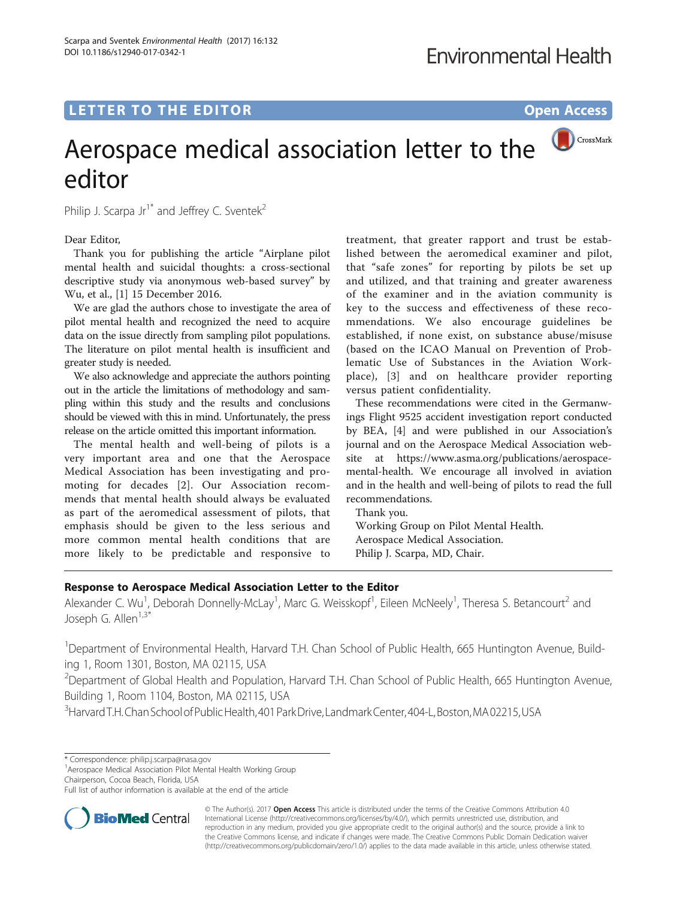LETTER TO THE EDITOR

Open Access

# Aerospace medical association letter to the editor

Philip J. Scarpa Jr[1*] and Jeffrey C. Sventek[2]

Dear Editor,

Thank you for publishing the article "Airplane pilot mental health and suicidal thoughts: a cross-sectional descriptive study via anonymous web-based survey" by Wu, et al., [1] 15 December 2016.

We are glad the authors chose to investigate the area of pilot mental health and recognized the need to acquire data on the issue directly from sampling pilot populations. The literature on pilot mental health is insufficient and greater study is needed.

We also acknowledge and appreciate the authors pointing out in the article the limitations of methodology and sampling within this study and the results and conclusions should be viewed with this in mind. Unfortunately, the press release on the article omitted this important information.

The mental health and well-being of pilots is a very important area and one that the Aerospace Medical Association has been investigating and promoting for decades [2]. Our Association recommends that mental health should always be evaluated as part of the aeromedical assessment of pilots, that emphasis should be given to the less serious and more common mental health conditions that are more likely to be predictable and responsive to treatment, that greater rapport and trust be established between the aeromedical examiner and pilot, that "safe zones" for reporting by pilots be set up and utilized, and that training and greater awareness of the examiner and in the aviation community is key to the success and effectiveness of these recommendations. We also encourage guidelines be established, if none exist, on substance abuse/misuse (based on the ICAO Manual on Prevention of Problematic Use of Substances in the Aviation Workplace), [3] and on healthcare provider reporting versus patient confidentiality.

These recommendations were cited in the Germanwings Flight 9525 accident investigation report conducted by BEA, [4] and were published in our Association's journal and on the Aerospace Medical Association website at https://www.asma.org/publications/aerospace-mental-health. We encourage all involved in aviation and in the health and well-being of pilots to read the full recommendations.

Thank you.

Working Group on Pilot Mental Health.

Aerospace Medical Association.

Philip J. Scarpa, MD, Chair.

## Response to Aerospace Medical Association Letter to the Editor

Alexander C. Wu[1], Deborah Donnelly-McLay[1], Marc G. Weisskopf[1], Eileen McNeely[1], Theresa S. Betancourt[2] and Joseph G. Allen[1,3*]

[1]Department of Environmental Health, Harvard T.H. Chan School of Public Health, 665 Huntington Avenue, Building 1, Room 1301, Boston, MA 02115, USA

[2]Department of Global Health and Population, Harvard T.H. Chan School of Public Health, 665 Huntington Avenue, Building 1, Room 1104, Boston, MA 02115, USA

[3]Harvard T.H. Chan School of Public Health, 401 Park Drive, Landmark Center, 404-L, Boston, MA 02215, USA

* Correspondence: philip.j.scarpa@nasa.gov

[1]Aerospace Medical Association Pilot Mental Health Working Group Chairperson, Cocoa Beach, Florida, USA

Full list of author information is available at the end of the article

© The Author(s). 2017 **Open Access** This article is distributed under the terms of the Creative Commons Attribution 4.0 International License (http://creativecommons.org/licenses/by/4.0/), which permits unrestricted use, distribution, and reproduction in any medium, provided you give appropriate credit to the original author(s) and the source, provide a link to the Creative Commons license, and indicate if changes were made. The Creative Commons Public Domain Dedication waiver (http://creativecommons.org/publicdomain/zero/1.0/) applies to the data made available in this article, unless otherwise stated.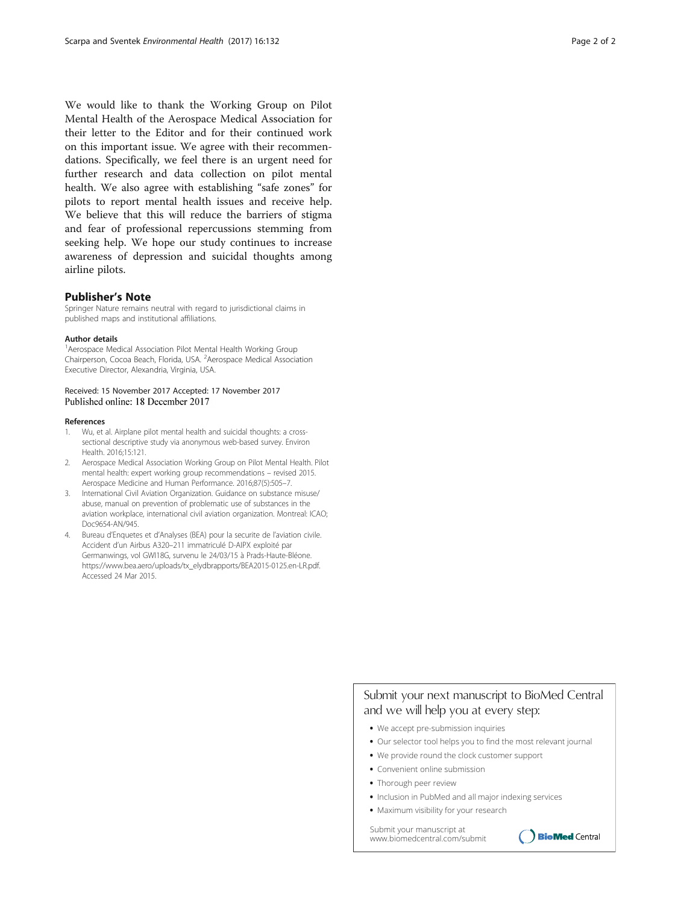We would like to thank the Working Group on Pilot Mental Health of the Aerospace Medical Association for their letter to the Editor and for their continued work on this important issue. We agree with their recommendations. Specifically, we feel there is an urgent need for further research and data collection on pilot mental health. We also agree with establishing "safe zones" for pilots to report mental health issues and receive help. We believe that this will reduce the barriers of stigma and fear of professional repercussions stemming from seeking help. We hope our study continues to increase awareness of depression and suicidal thoughts among airline pilots.

## Publisher's Note

Springer Nature remains neutral with regard to jurisdictional claims in published maps and institutional affiliations.

### Author details

[1]Aerospace Medical Association Pilot Mental Health Working Group Chairperson, Cocoa Beach, Florida, USA. [2]Aerospace Medical Association Executive Director, Alexandria, Virginia, USA.

Received: 15 November 2017 Accepted: 17 November 2017
Published online: 18 December 2017

### References

1. Wu, et al. Airplane pilot mental health and suicidal thoughts: a cross-sectional descriptive study via anonymous web-based survey. Environ Health. 2016;15:121.
2. Aerospace Medical Association Working Group on Pilot Mental Health. Pilot mental health: expert working group recommendations – revised 2015. Aerospace Medicine and Human Performance. 2016;87(5):505–7.
3. International Civil Aviation Organization. Guidance on substance misuse/abuse, manual on prevention of problematic use of substances in the aviation workplace, international civil aviation organization. Montreal: ICAO; Doc9654-AN/945.
4. Bureau d'Enquetes et d'Analyses (BEA) pour la securite de l'aviation civile. Accident d'un Airbus A320–211 immatriculé D-AIPX exploité par Germanwings, vol GWI18G, survenu le 24/03/15 à Prads-Haute-Bléone. https://www.bea.aero/uploads/tx_elydbrapports/BEA2015-0125.en-LR.pdf. Accessed 24 Mar 2015.

Submit your next manuscript to BioMed Central and we will help you at every step:

- We accept pre-submission inquiries
- Our selector tool helps you to find the most relevant journal
- We provide round the clock customer support
- Convenient online submission
- Thorough peer review
- Inclusion in PubMed and all major indexing services
- Maximum visibility for your research

Submit your manuscript at www.biomedcentral.com/submit

BioMed Central